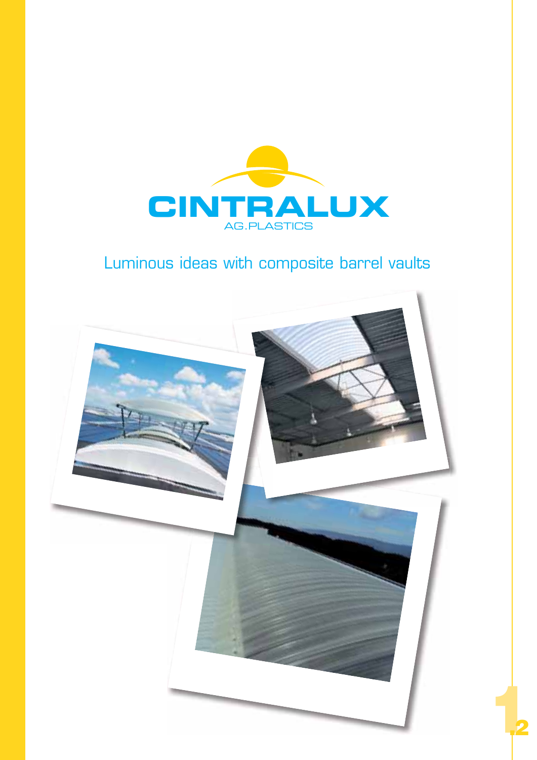# CINTRALUX

AG.PLASTICS

## Luminous ideas with composite barrel vaults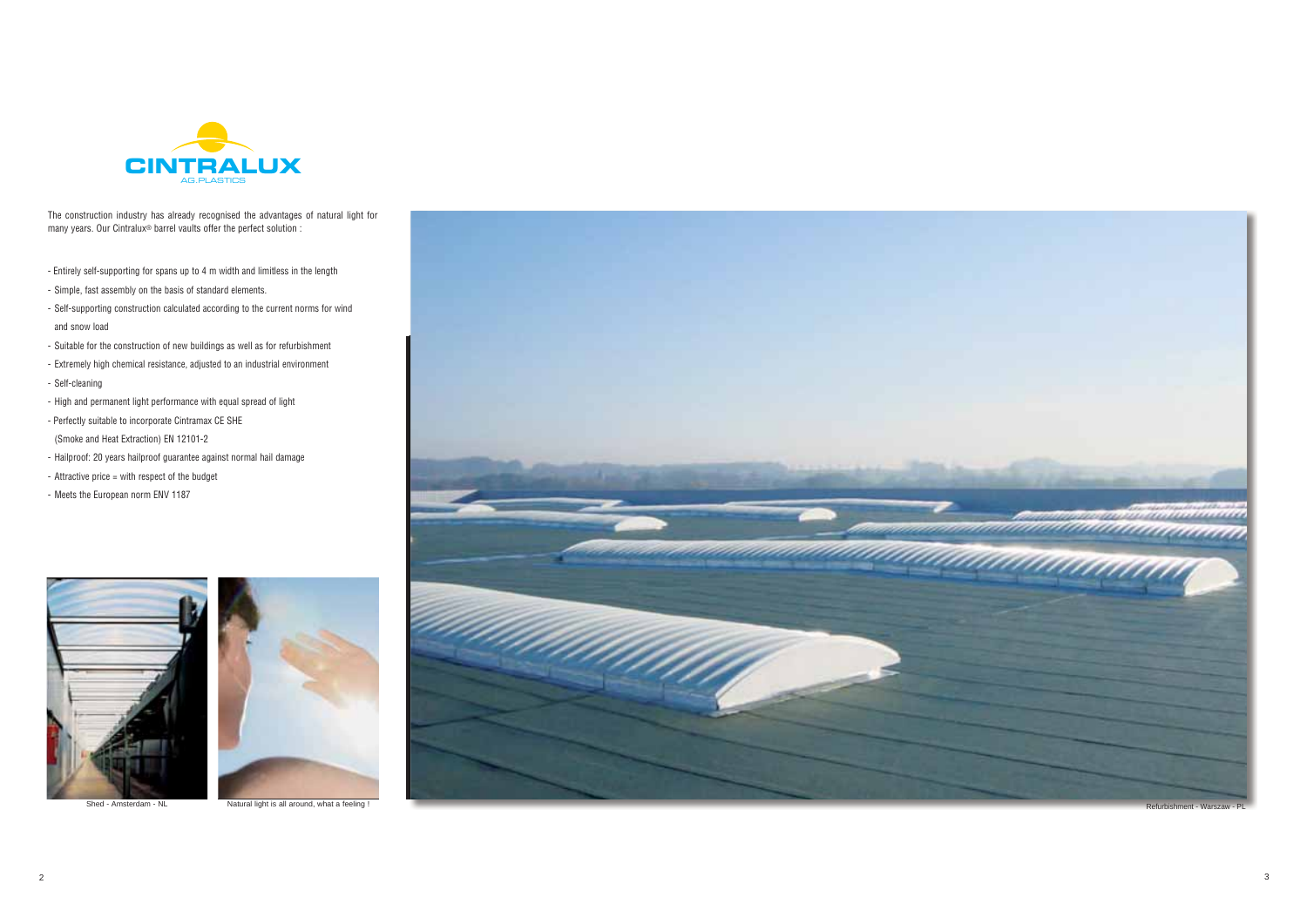CINTRALUX
AG PLASTICS

The construction industry has already recognised the advantages of natural light for many years. Our Cintralux® barrel vaults offer the perfect solution :

- Entirely self-supporting for spans up to 4 m width and limitless in the length
- Simple, fast assembly on the basis of standard elements.
- Self-supporting construction calculated according to the current norms for wind and snow load
- Suitable for the construction of new buildings as well as for refurbishment
- Extremely high chemical resistance, adjusted to an industrial environment
- Self-cleaning
- High and permanent light performance with equal spread of light
- Perfectly suitable to incorporate Cintramax CE SHE (Smoke and Heat Extraction) EN 12101-2
- Hailproof: 20 years hailproof guarantee against normal hail damage
- Attractive price = with respect of the budget
- Meets the European norm ENV 1187

Shed - Amsterdam - NL

Natural light is all around, what a feeling !

Refurbishment - Warszaw - PL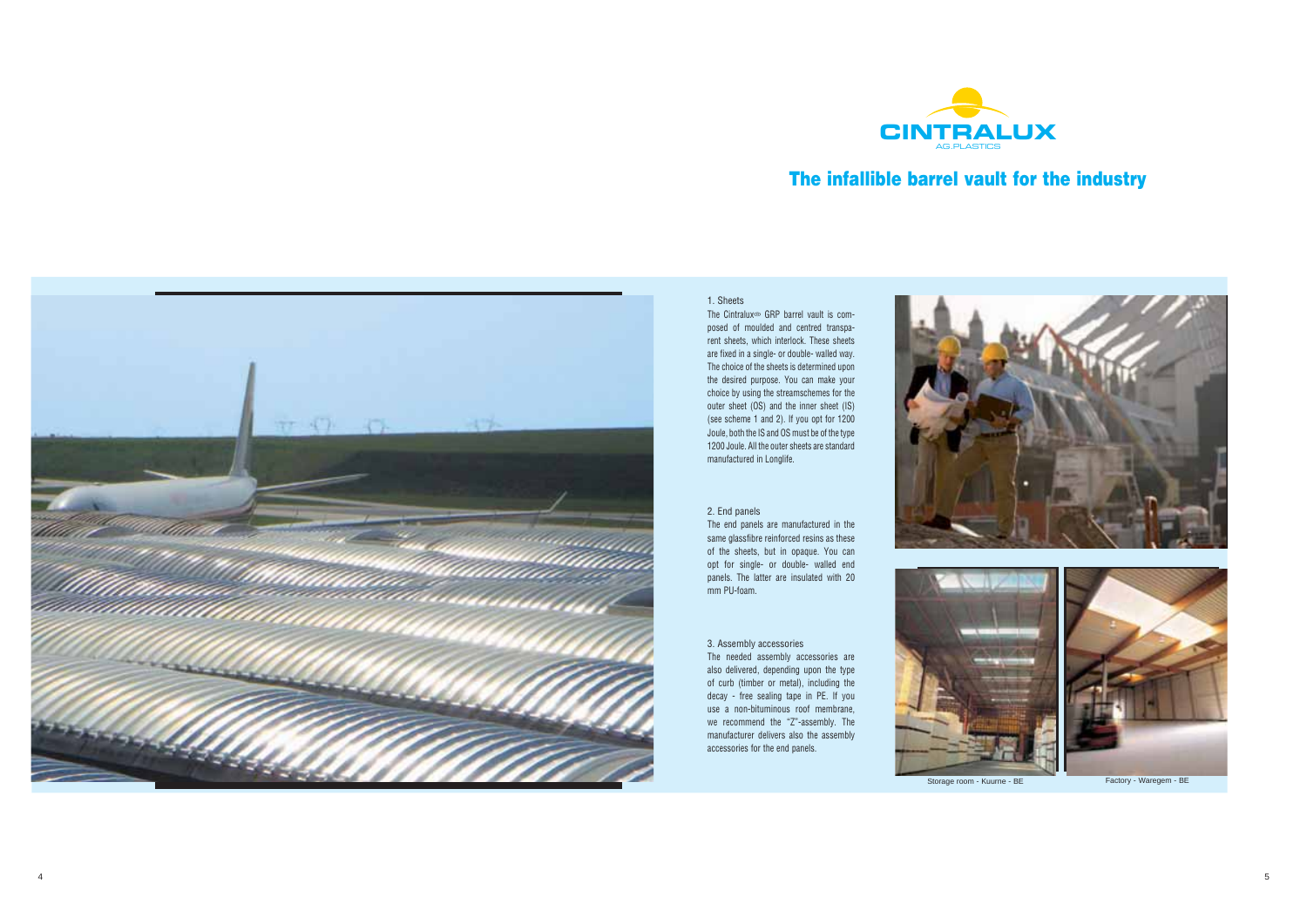CINTRALUX
AG.PLASTICS

# The infallible barrel vault for the industry

1. Sheets

The Cintralux® GRP barrel vault is composed of moulded and centred transparent sheets, which interlock. These sheets are fixed in a single- or double- walled way. The choice of the sheets is determined upon the desired purpose. You can make your choice by using the streamschemes for the outer sheet (OS) and the inner sheet (IS) (see scheme 1 and 2). If you opt for 1200 Joule, both the IS and OS must be of the type 1200 Joule. All the outer sheets are standard manufactured in Longlife.

2. End panels

The end panels are manufactured in the same glassfibre reinforced resins as these of the sheets, but in opaque. You can opt for single- or double- walled end panels. The latter are insulated with 20 mm PU-foam.

3. Assembly accessories

The needed assembly accessories are also delivered, depending upon the type of curb (timber or metal), including the decay - free sealing tape in PE. If you use a non-bituminous roof membrane, we recommend the "Z"-assembly. The manufacturer delivers also the assembly accessories for the end panels.

Storage room - Kuurne - BE

Factory - Waregem - BE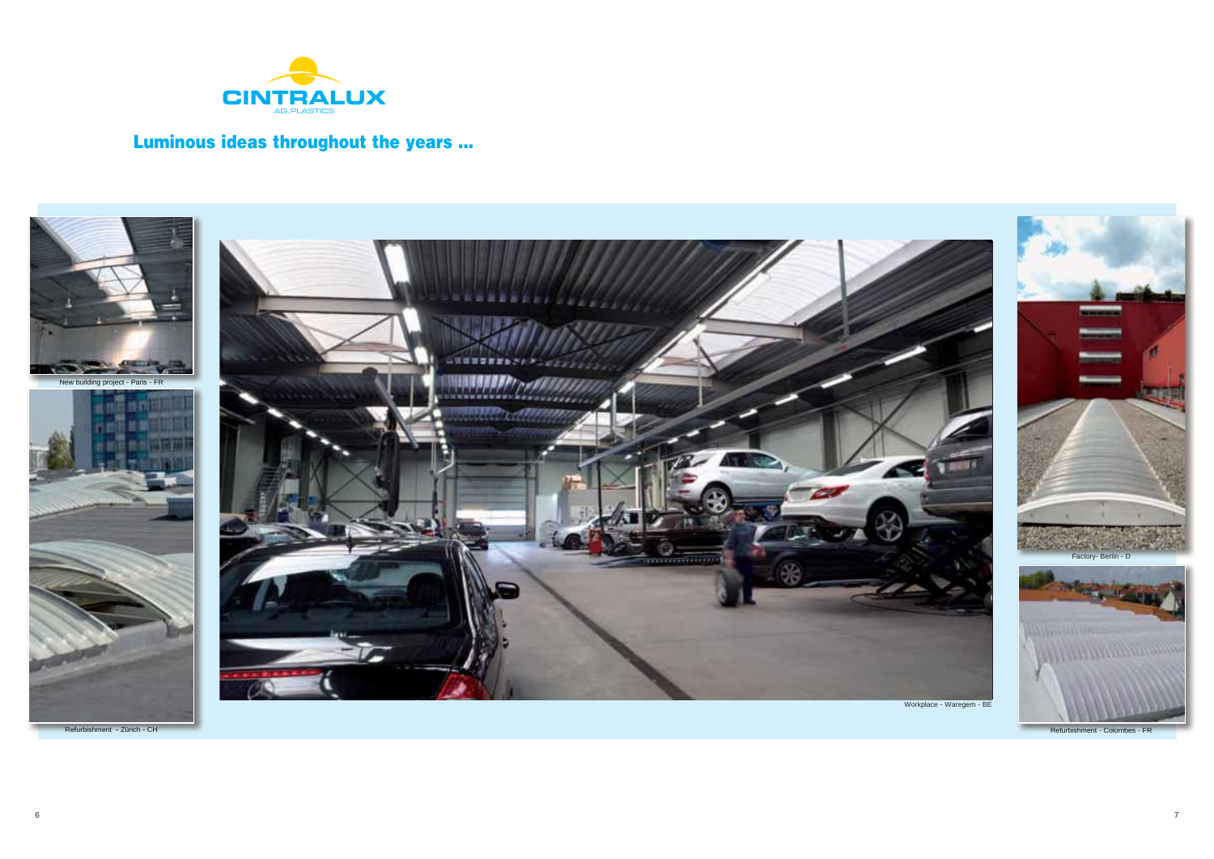CINTRALUX
AG.PLASTICS

## Luminous ideas throughout the years ...

New building project - Paris - FR

Refurbishment - Zürich - CH

Workplace - Waregem - BE

Factory- Berlin - D

Refurbishment - Colombes - FR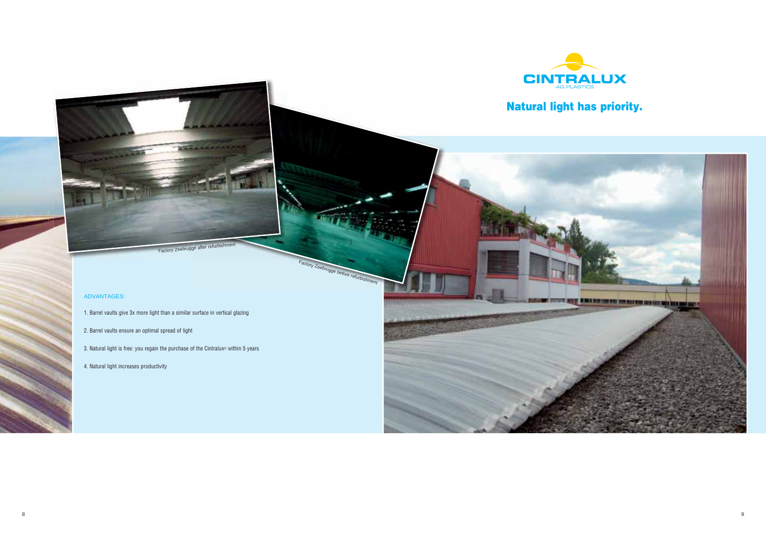CINTRALUX

AG.PLASTICS

## Natural light has priority.

Factory Zeebrugge after refurbishment

Factory Zeebrugge before refurbishment

ADVANTAGES:

1. Barrel vaults give 3x more light than a similar surface in vertical glazing
2. Barrel vaults ensure an optimal spread of light
3. Natural light is free: you regain the purchase of the Cintralux® within 5 years
4. Natural light increases productivity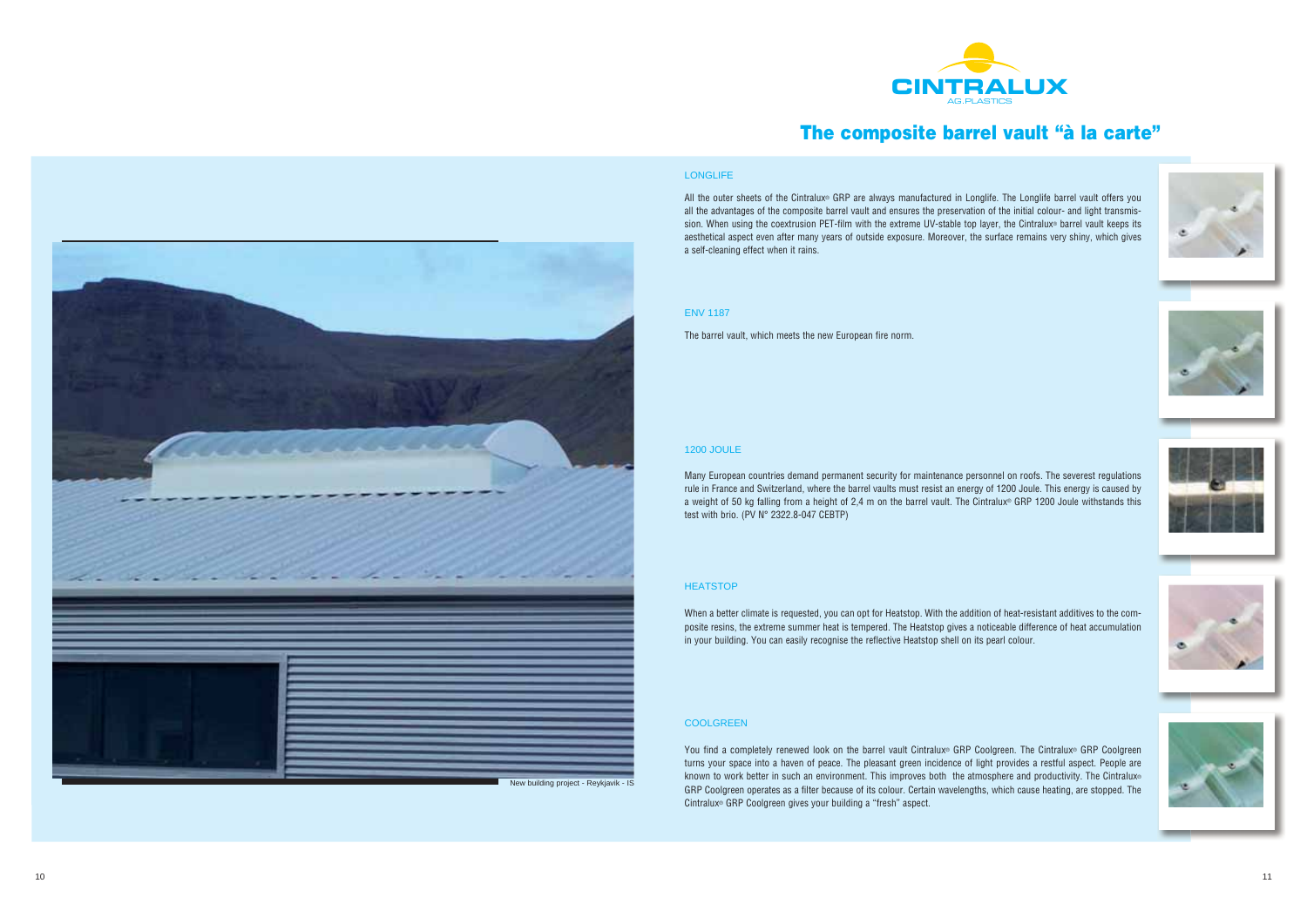CINTRALUX
AG.PLASTICS

# The composite barrel vault "à la carte"

New building project - Reykjavik - IS

## LONGLIFE

All the outer sheets of the Cintralux® GRP are always manufactured in Longlife. The Longlife barrel vault offers you all the advantages of the composite barrel vault and ensures the preservation of the initial colour- and light transmission. When using the coextrusion PET-film with the extreme UV-stable top layer, the Cintralux® barrel vault keeps its aesthetical aspect even after many years of outside exposure. Moreover, the surface remains very shiny, which gives a self-cleaning effect when it rains.

## ENV 1187

The barrel vault, which meets the new European fire norm.

## 1200 JOULE

Many European countries demand permanent security for maintenance personnel on roofs. The severest regulations rule in France and Switzerland, where the barrel vaults must resist an energy of 1200 Joule. This energy is caused by a weight of 50 kg falling from a height of 2,4 m on the barrel vault. The Cintralux® GRP 1200 Joule withstands this test with brio. (PV N° 2322.8-047 CEBTP)

## HEATSTOP

When a better climate is requested, you can opt for Heatstop. With the addition of heat-resistant additives to the composite resins, the extreme summer heat is tempered. The Heatstop gives a noticeable difference of heat accumulation in your building. You can easily recognise the reflective Heatstop shell on its pearl colour.

## COOLGREEN

You find a completely renewed look on the barrel vault Cintralux® GRP Coolgreen. The Cintralux® GRP Coolgreen turns your space into a haven of peace. The pleasant green incidence of light provides a restful aspect. People are known to work better in such an environment. This improves both the atmosphere and productivity. The Cintralux® GRP Coolgreen operates as a filter because of its colour. Certain wavelengths, which cause heating, are stopped. The Cintralux® GRP Coolgreen gives your building a "fresh" aspect.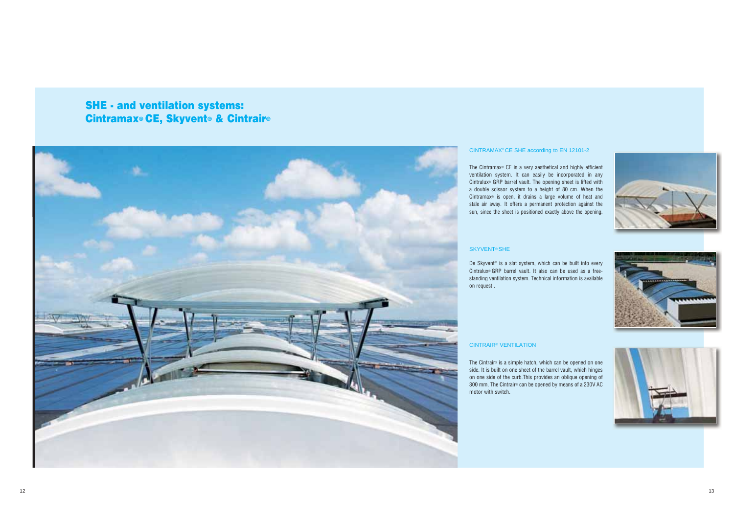# SHE - and ventilation systems: Cintramax® CE, Skyvent® & Cintrair®

## CINTRAMAX® CE SHE according to EN 12101-2

The Cintramax® CE is a very aesthetical and highly efficient ventilation system. It can easily be incorporated in any Cintralux® GRP barrel vault. The opening sheet is lifted with a double scissor system to a height of 80 cm. When the Cintramax® is open, it drains a large volume of heat and stale air away. It offers a permanent protection against the sun, since the sheet is positioned exactly above the opening.

## SKYVENT® SHE

De Skyvent® is a slat system, which can be built into every Cintralux® GRP barrel vault. It also can be used as a free-standing ventilation system. Technical information is available on request .

## CINTRAIR® VENTILATION

The Cintrair® is a simple hatch, which can be opened on one side. It is built on one sheet of the barrel vault, which hinges on one side of the curb.This provides an oblique opening of 300 mm. The Cintrair® can be opened by means of a 230V AC motor with switch.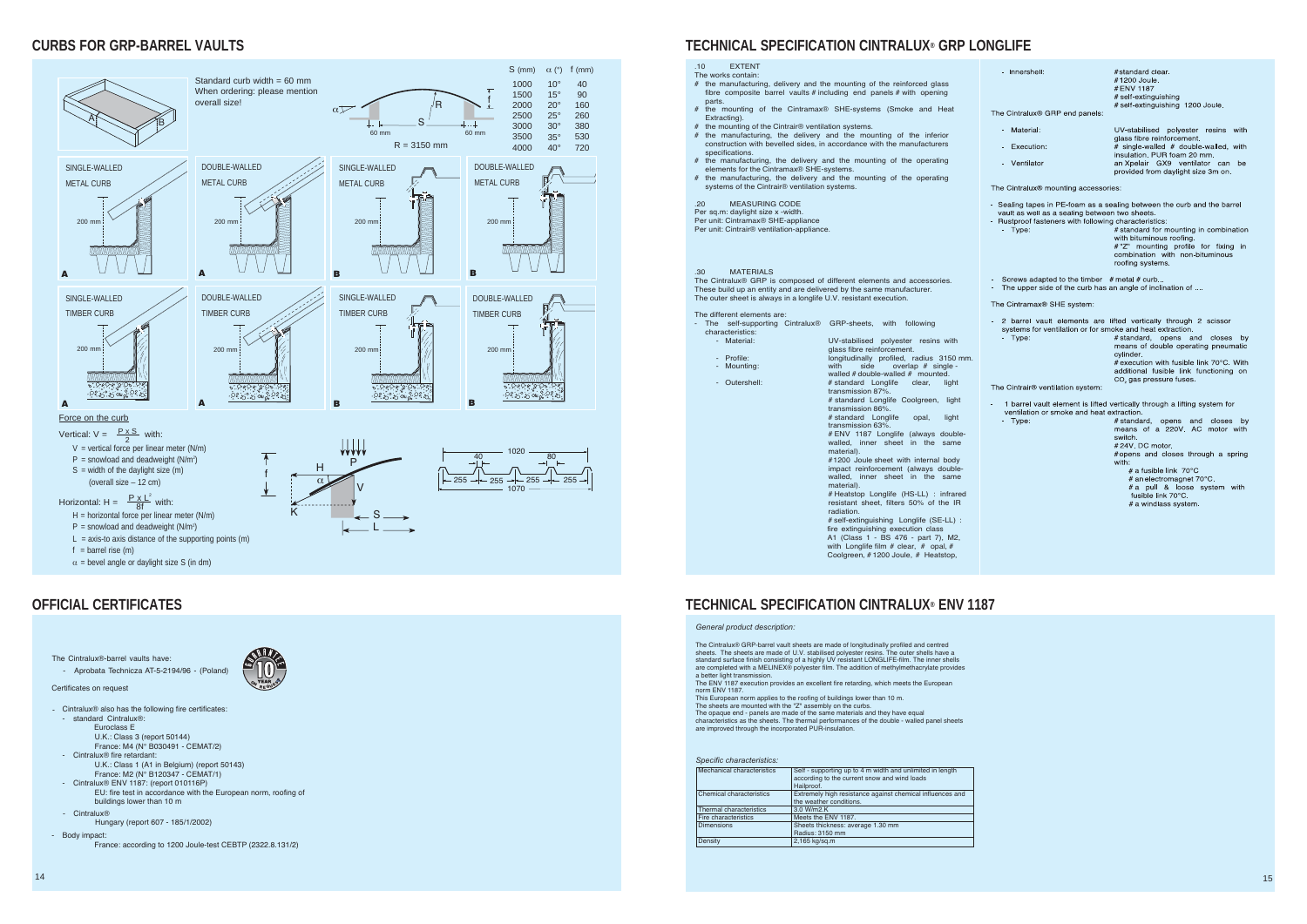## CURBS FOR GRP-BARREL VAULTS

Standard curb width = 60 mm
When ordering: please mention overall size!

| S (mm) | α (°) | f (mm) |
|---|---|---|
| 1000 | 10° | 40 |
| 1500 | 15° | 90 |
| 2000 | 20° | 160 |
| 2500 | 25° | 260 |
| 3000 | 30° | 380 |
| 3500 | 35° | 530 |
| 4000 | 40° | 720 |

R = 3150 mm

SINGLE-WALLED METAL CURB — DOUBLE-WALLED METAL CURB — SINGLE-WALLED METAL CURB — DOUBLE-WALLED METAL CURB

SINGLE-WALLED TIMBER CURB — DOUBLE-WALLED TIMBER CURB — SINGLE-WALLED TIMBER CURB — DOUBLE-WALLED TIMBER CURB

Force on the curb

Vertical: $V = \frac{P \times S}{2}$ with:

- V = vertical force per linear meter (N/m)
- P = snowload and deadweight (N/m²)
- S = width of the daylight size (m) (overall size – 12 cm)

Horizontal: $H = \frac{P \times L^2}{8f}$ with:

- H = horizontal force per linear meter (N/m)
- P = snowload and deadweight (N/m²)
- L = axis-to axis distance of the supporting points (m)
- f = barrel rise (m)
- α = bevel angle or daylight size S (in dm)

## OFFICIAL CERTIFICATES

The Cintralux®-barrel vaults have:

- Aprobata Technicza AT-5-2194/96 - (Poland)

Certificates on request

- Cintralux® also has the following fire certificates:
  - standard Cintralux®:
    - Euroclass E
    - U.K.: Class 3 (report 50144)
    - France: M4 (N° B030491 - CEMAT/2)
  - Cintralux® fire retardant:
    - U.K.: Class 1 (A1 in Belgium) (report 50143)
    - France: M2 (N° B120347 - CEMAT/1)
  - Cintralux® ENV 1187: (report 010116P)
    - EU: fire test in accordance with the European norm, roofing of buildings lower than 10 m
  - Cintralux®
    - Hungary (report 607 - 185/1/2002)
- Body impact:
  - France: according to 1200 Joule-test CEBTP (2322.8.131/2)

## TECHNICAL SPECIFICATION CINTRALUX® GRP LONGLIFE

.10 EXTENT

The works contain:

- # the manufacturing, delivery and the mounting of the reinforced glass fibre composite barrel vaults # including end panels # with opening parts.
- # the mounting of the Cintramax® SHE-systems (Smoke and Heat Extracting).
- # the mounting of the Cintrair® ventilation systems.
- # the manufacturing, the delivery and the mounting of the inferior construction with bevelled sides, in accordance with the manufacturers specifications.
- # the manufacturing, the delivery and the mounting of the operating elements for the Cintramax® SHE-systems.
- # the manufacturing, the delivery and the mounting of the operating systems of the Cintrair® ventilation systems.

.20 MEASURING CODE

Per sq.m: daylight size x -width.
Per unit: Cintramax® SHE-appliance
Per unit: Cintrair® ventilation-appliance.

.30 MATERIALS

The Cintralux® GRP is composed of different elements and accessories. These build up an entity and are delivered by the same manufacturer. The outer sheet is always in a longlife U.V. resistant execution.

The different elements are:

- The self-supporting Cintralux® GRP-sheets, with following characteristics:
  - Material: UV-stabilised polyester resins with glass fibre reinforcement.
  - Profile: longitudinally profiled, radius 3150 mm.
  - Mounting: with side overlap # single - walled # double-walled # mounted.
  - Outershell: # standard Longlife clear, light transmission 87%.
    # standard Longlife Coolgreen, light transmission 86%.
    # standard Longlife opal, light transmission 63%.
    # ENV 1187 Longlife (always double-walled, inner sheet in the same material).
    # 1200 Joule sheet with internal body impact reinforcement (always double-walled, inner sheet in the same material).
    # Heatstop Longlife (HS-LL) : infrared resistant sheet, filters 50% of the IR radiation.
    # self-extinguishing Longlife (SE-LL) : fire extinguishing execution class A1 (Class 1 - BS 476 - part 7), M2, with Longlife film # clear, # opal, # Coolgreen, # 1200 Joule, # Heatstop,
  - Innershell: # standard clear.
    # 1200 Joule.
    # ENV 1187
    # self-extinguishing
    # self-extinguishing 1200 Joule.

The Cintralux® GRP end panels:

- Material: UV-stabilised polyester resins with glass fibre reinforcement.
- Execution: # single-walled # double-walled, with insulation. PUR foam 20 mm.
- Ventilator an Xpelair GX9 ventilator can be provided from daylight size 3m on.

The Cintralux® mounting accessories:

- Sealing tapes in PE-foam as a sealing between the curb and the barrel vault as well as a sealing between two sheets.
- Rustproof fasteners with following characteristics:
  - Type: # standard for mounting in combination with bituminous roofing.
    # "Z" mounting profile for fixing in combination with non-bituminous roofing systems.
- Screws adapted to the timber # metal # curb..
- The upper side of the curb has an angle of inclination of ....

The Cintramax® SHE system:

- 2 barrel vault elements are lifted vertically through 2 scissor systems for ventilation or for smoke and heat extraction.
  - Type: # standard, opens and closes by means of double operating pneumatic cylinder.
    # execution with fusible link 70°C. With additional fusible link functioning on $CO_2$ gas pressure fuses.

The Cintrair® ventilation system:

- 1 barrel vault element is lifted vertically through a lifting system for ventilation or smoke and heat extraction.
  - Type: # standard, opens and closes by means of a 220V. AC motor with switch.
    # 24V. DC motor.
    # opens and closes through a spring with:
    - # a fusible link 70°C
    - # an electromagnet 70°C.
    - # a pull & loose system with fusible link 70°C.
    - # a windlass system.

## TECHNICAL SPECIFICATION CINTRALUX® ENV 1187

*General product description:*

The Cintralux® GRP-barrel vault sheets are made of longitudinally profiled and centred sheets. The sheets are made of U.V. stabilised polyester resins. The outer shells have a standard surface finish consisting of a highly UV resistant LONGLIFE-film. The inner shells are completed with a MELINEX® polyester film. The addition of methylmethacrylate provides a better light transmission.
The ENV 1187 execution provides an excellent fire retarding, which meets the European norm ENV 1187.
This European norm applies to the roofing of buildings lower than 10 m.
The sheets are mounted with the "Z" assembly on the curbs.
The opaque end - panels are made of the same materials and they have equal characteristics as the sheets. The thermal performances of the double - walled panel sheets are improved through the incorporated PUR-insulation.

*Specific characteristics:*

| | |
|---|---|
| Mechanical characteristics | Self - supporting up to 4 m width and unlimited in length according to the current snow and wind loads Hailproof. |
| Chemical characteristics | Extremely high resistance against chemical influences and the weather conditions. |
| Thermal characteristics | 3.0 W/m2.K |
| Fire characteristics | Meets the ENV 1187. |
| Dimensions | Sheets thickness: average 1.30 mm Radius: 3150 mm |
| Density | 2,165 kg/sq.m |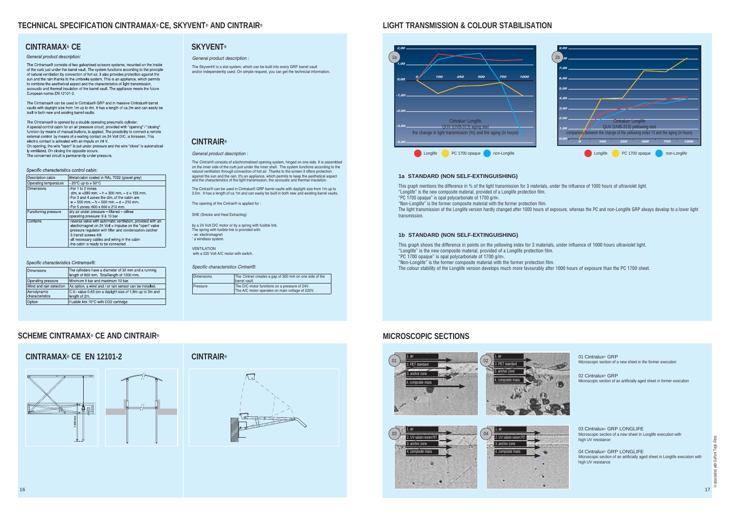## TECHNICAL SPECIFICATION CINTRAMAX® CE, SKYVENT® AND CINTRAIR®

### CINTRAMAX® CE

*General product description:*

The Cintramax® consists of two galvanised scissors systems, mounted on the inside of the curb just under the barrel vault. The system functions according to the principle of natural ventilation by convection of hot air. It also provides protection against the sun and the rain thanks to the umbrella system. This is an appliance, which permits to combine the aesthetical aspect and the characteristics of light transmission, accoustic and thermal insulation of the barrel vault. The appliance meets the future European norms EN 12101-2.

The Cintramax® can be used in Cintralux® GRP and in massive Cintralux® barrel vaults with daylight size from 1m up to 4m. It has a length of ca 2m and can easily be built in both new and existing barrel vaults.

The Cintramax® is opened by a double operating pneumatic cylinder.
A special control cabin for an air pressure circuit, provided with "opening" / "closing" function by means of manual buttons, is applied. The possibility to connect a remote external control by means of a waiting contact on 24 Volt D/C, is foreseen. This electric contact is activated with an impuls on 24 V.
On opening, the wire "open" is put under pressure and the wire "close" is automatically ventilated. On closing the opposite occurs.
The concerned circuit is permanently under pressure.

*Specific characteristics control cabin:*

| Description cabin | Metal cabin coated in RAL 7032 (gravel grey) |
|---|---|
| Operating temperature | - 20°C up to + 50°C |
| Dimensions | -For 1 to 2 zones dim. w =380 mm. – h = 300 mm. – d = 155 mm. -For 3 and 4 zones the dim. of the cabin are w = 500 mm. – h = 500 mm. – d = 210 mm. -For 5 zones: 600 x 600 x 210 mm. |
| Functioning pressure | dry air under pressure – filtered – oilfree operating pressure: 9 à 10 bar |
| Contains | -reverse valve with automatic ventilation, provided with an electromagnet on 24 Volt = impulse on the "open" valve -pressure regulator with filter and condensation catcher -3 transit screws 4/6 -all necessary cables and wiring in the cabin -the cabin is ready to be connected |

*Specific characteristics Cintramax®:*

| Dimensions | The cylinders have a diameter of 32 mm and a running length of 800 mm. Total length of 1200 mm. |
|---|---|
| Operating pressure | Minimum 9 bar and maximum 10 bar. |
| Wind and rain detection | As option, a wind and / or rain sensor can be installed. |
| Aerodynamic characteristics | C.V.- value 0,63 (on a daylight size of 1,8m up to 3m and length of 2m. |
| Option | Fusible link 70°C with CO2 cartridge |

### SKYVENT®

*General product description :*

The Skyvent® is a slat system, which can be built into every GRP barrel vault and/or independently used. On simple request, you can get the technicial information.

### CINTRAIR®

*General product description :*

The Cintrair® consists of a bichromatised opening system, hinged on one side. It is assembled on the inner side of the curb just under the inner shell. The system functions according to the natural ventilation through convection of hot air. Thanks to the screen it offers protection against the sun and the rain. It's an appliance, which permits to keep the aesthetical aspect and the characteristics of the light transmission, the accoustic and thermal insulation.

The Cintrair® can be used in Cintralux® GRP barrel vaults with daylight size from 1m up to 3.5m. It has a length of ca 1m and can easily be built in both new and existing barrel vaults.

The opening of the Cintrair® is applied for :

SHE (Smoke and Heat Extracting)

by a 24 Volt D/C motor or by a spring with fusible link.
The spring with fusible link is provided with:
- an electromagnet
- a windlass system.

VENTILATION
with a 220 Volt A/C motor with switch.

*Specific characteristics Cintrair®:*

| Dimensions | The Cintrair creates a gap of 300 mm on one side of the barrel vault. |
|---|---|
| Pressure | The D/C motor functions on a pressure of 24V. The A/C motor operates on main voltage of 220V. |

## SCHEME CINTRAMAX® CE AND CINTRAIR®

### CINTRAMAX® CE EN 12101-2

### CINTRAIR®

## LIGHT TRANSMISSION & COLOUR STABILISATION

1a — Cintralux® Longlife QUV (UVB-313) aging test: the change in light transmission (%) and the aging (in hours)

1b — Cintralux® Longlife QUV (UVB-313) yellowing test: comparison between the change of the yellowing index YI and the aging (in hours)

Longlife · PC 1700 opaque · non-Longlife

### 1a STANDARD (NON SELF-EXTINGUISHING)

This graph mentions the difference in % of the light transmission for 3 materials, under the influence of 1000 hours of ultraviolet light.
"Longlife" is the new composite material, provided of a Longlife protection film.
"PC 1700 opaque" is opal polycarbonate of 1700 g/m².
"Non-Longlife" is the former composite material with the former protection film.
The light transmission of the Longlife version hardly changed after 1000 hours of exposure, whereas the PC and non-Longlife GRP always develop to a lower light transmission.

### 1b STANDARD (NON SELF-EXTINGUISHING)

This graph shows the difference in points on the yellowing index for 3 materials, under influence of 1000 hours ultraviolet light.
"Longlife" is the new composite material, provided of a Longlife protection film.
"PC 1700 opaque" is opal polycarbonate of 1700 g/m².
"Non-Longlife" is the former composite material with the former protection film.
The colour stability of the Longlife version develops much more favourably after 1000 hours of exposure than the PC 1700 sheet.

## MICROSCOPIC SECTIONS

01 Cintralux® GRP
Microscopic section of a new sheet in the former execution

02 Cintralux® GRP
Microscopic section of an artificially aged sheet in former execution

03 Cintralux® GRP LONGLIFE
Microscopic section of a new sheet in Longlife execution with high UV resistance

04 Cintralux® GRP LONGLIFE
Microscopic section of an artificially aged sheet in Longlife execution with high UV resistance

in association with DuPont Teijin Films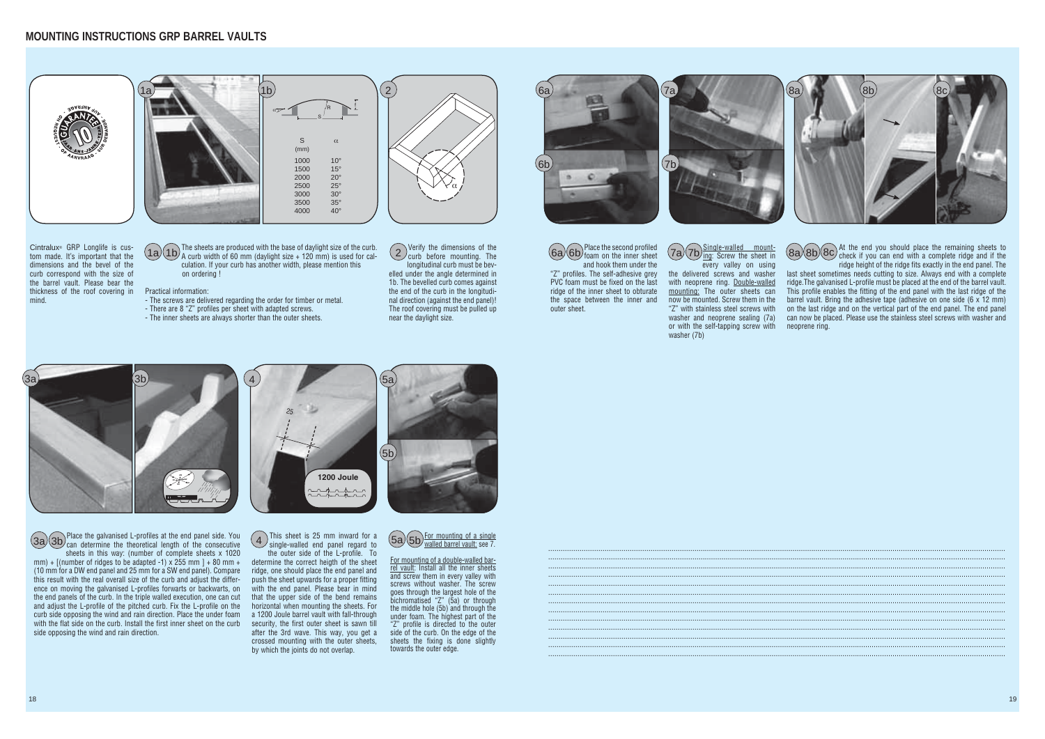# MOUNTING INSTRUCTIONS GRP BARREL VAULTS

| S (mm) | α |
|---|---|
| 1000 | 10° |
| 1500 | 15° |
| 2000 | 20° |
| 2500 | 25° |
| 3000 | 30° |
| 3500 | 35° |
| 4000 | 40° |

Cintralux® GRP Longlife is custom made. It's important that the dimensions and the bevel of the curb correspond with the size of the barrel vault. Please bear the thickness of the roof covering in mind.

**1a 1b** The sheets are produced with the base of daylight size of the curb. A curb width of 60 mm (daylight size + 120 mm) is used for calculation. If your curb has another width, please mention this on ordering !

Practical information:

- The screws are delivered regarding the order for timber or metal.
- There are 8 "Z" profiles per sheet with adapted screws.
- The inner sheets are always shorter than the outer sheets.

**2** Verify the dimensions of the curb before mounting. The longitudinal curb must be bevelled under the angle determined in 1b. The bevelled curb comes against the end of the curb in the longitudinal direction (against the end panel)! The roof covering must be pulled up near the daylight size.

**3a 3b** Place the galvanised L-profiles at the end panel side. You can determine the theoretical length of the consecutive sheets in this way: (number of complete sheets x 1020 mm) + [(number of ridges to be adapted -1) x 255 mm ] + 80 mm + (10 mm for a DW end panel and 25 mm for a SW end panel). Compare this result with the real overall size of the curb and adjust the difference on moving the galvanised L-profiles forwarts or backwarts, on the end panels of the curb. In the triple walled execution, one can cut and adjust the L-profile of the pitched curb. Fix the L-profile on the curb side opposing the wind and rain direction. Place the under foam with the flat side on the curb. Install the first inner sheet on the curb side opposing the wind and rain direction.

**4** This sheet is 25 mm inward for a single-walled end panel regard to the outer side of the L-profile. To determine the correct heigth of the sheet ridge, one should place the end panel and push the sheet upwards for a proper fitting with the end panel. Please bear in mind that the upper side of the bend remains horizontal when mounting the sheets. For a 1200 Joule barrel vault with fall-through security, the first outer sheet is sawn till after the 3rd wave. This way, you get a crossed mounting with the outer sheets, by which the joints do not overlap.

**5a 5b** <u>For mounting of a single walled barrel vault:</u> see 7.

<u>For mounting of a double-walled barrel vault:</u> Install all the inner sheets and screw them in every valley with screws without washer. The screw goes through the largest hole of the bichromatised "Z" (5a) or through the middle hole (5b) and through the under foam. The highest part of the "Z" profile is directed to the outer side of the curb. On the edge of the sheets the fixing is done slightly towards the outer edge.

**6a 6b** Place the second profiled foam on the inner sheet and hook them under the "Z" profiles. The self-adhesive grey PVC foam must be fixed on the last ridge of the inner sheet to obturate the space between the inner and outer sheet.

**7a 7b** <u>Single-walled mounting:</u> Screw the sheet in every valley on using the delivered screws and washer with neoprene ring. <u>Double-walled mounting:</u> The outer sheets can now be mounted. Screw them in the "Z" with stainless steel screws with washer and neoprene sealing (7a) or with the self-tapping screw with washer (7b)

**8a 8b 8c** At the end you should place the remaining sheets to check if you can end with a complete ridge and if the ridge height of the ridge fits exactly in the end panel. The last sheet sometimes needs cutting to size. Always end with a complete ridge.The galvanised L-profile must be placed at the end of the barrel vault. This profile enables the fitting of the end panel with the last ridge of the barrel vault. Bring the adhesive tape (adhesive on one side (6 x 12 mm) on the last ridge and on the vertical part of the end panel. The end panel can now be placed. Please use the stainless steel screws with washer and neoprene ring.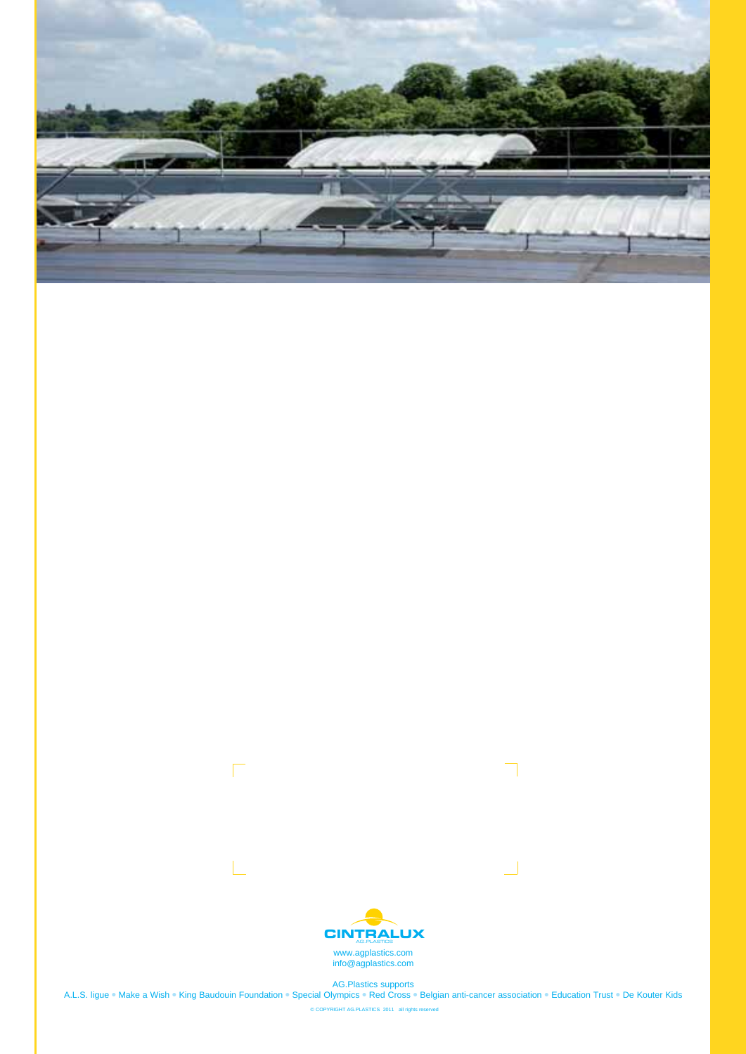CINTRALUX

AG.PLASTICS

www.agplastics.com
info@agplastics.com

AG.Plastics supports
A.L.S. ligue • Make a Wish • King Baudouin Foundation • Special Olympics • Red Cross • Belgian anti-cancer association • Education Trust • De Kouter Kids

© COPYRIGHT AG.PLASTICS 2011 all rights reserved